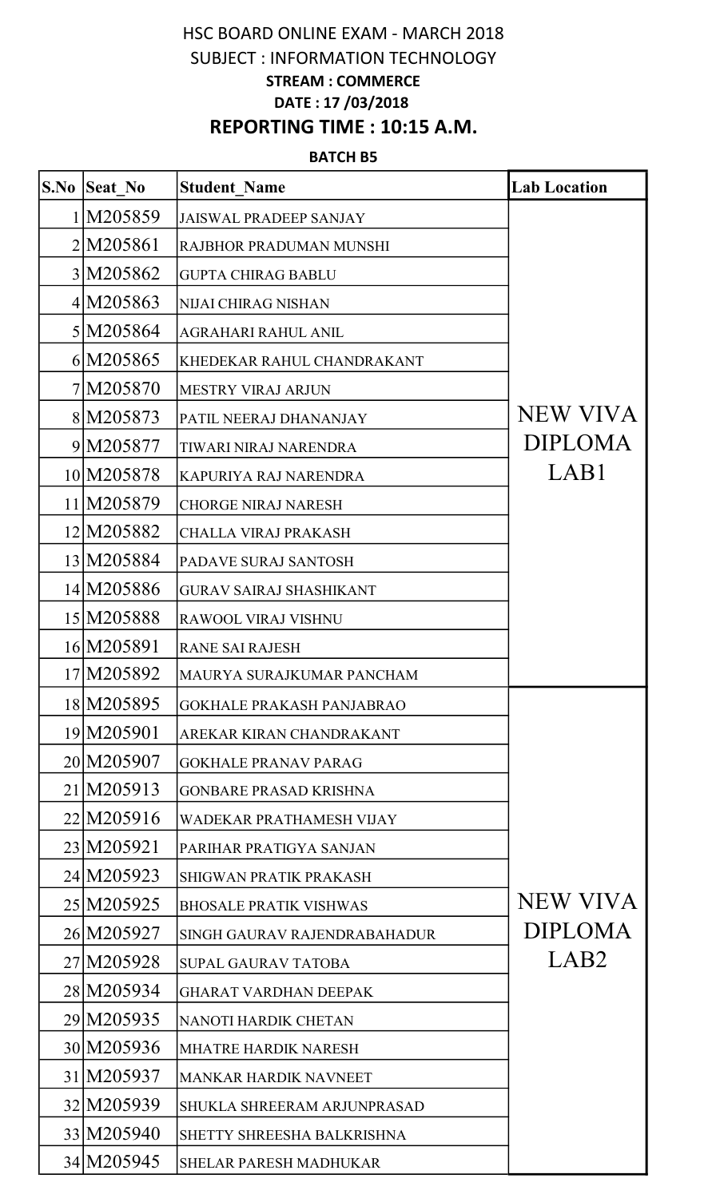# HSC BOARD ONLINE EXAM - MARCH 2018

## SUBJECT : INFORMATION TECHNOLOGY

**STREAM : COMMERCE**

**DATE : 17 /03/2018**

## REPORTING TIME : 10:15 A.M.

**BATCH B5**

| S.No | Seat_No | Student_Name | Lab Location |
|---|---|---|---|
| 1 | M205859 | JAISWAL PRADEEP SANJAY | NEW VIVA DIPLOMA LAB1 |
| 2 | M205861 | RAJBHOR PRADUMAN MUNSHI | |
| 3 | M205862 | GUPTA CHIRAG BABLU | |
| 4 | M205863 | NIJAI CHIRAG NISHAN | |
| 5 | M205864 | AGRAHARI RAHUL ANIL | |
| 6 | M205865 | KHEDEKAR RAHUL CHANDRAKANT | |
| 7 | M205870 | MESTRY VIRAJ ARJUN | |
| 8 | M205873 | PATIL NEERAJ DHANANJAY | |
| 9 | M205877 | TIWARI NIRAJ NARENDRA | |
| 10 | M205878 | KAPURIYA RAJ NARENDRA | |
| 11 | M205879 | CHORGE NIRAJ NARESH | |
| 12 | M205882 | CHALLA VIRAJ PRAKASH | |
| 13 | M205884 | PADAVE SURAJ SANTOSH | |
| 14 | M205886 | GURAV SAIRAJ SHASHIKANT | |
| 15 | M205888 | RAWOOL VIRAJ VISHNU | |
| 16 | M205891 | RANE SAI RAJESH | |
| 17 | M205892 | MAURYA SURAJKUMAR PANCHAM | |
| 18 | M205895 | GOKHALE PRAKASH PANJABRAO | NEW VIVA DIPLOMA LAB2 |
| 19 | M205901 | AREKAR KIRAN CHANDRAKANT | |
| 20 | M205907 | GOKHALE PRANAV PARAG | |
| 21 | M205913 | GONBARE PRASAD KRISHNA | |
| 22 | M205916 | WADEKAR PRATHAMESH VIJAY | |
| 23 | M205921 | PARIHAR PRATIGYA SANJAN | |
| 24 | M205923 | SHIGWAN PRATIK PRAKASH | |
| 25 | M205925 | BHOSALE PRATIK VISHWAS | |
| 26 | M205927 | SINGH GAURAV RAJENDRABAHADUR | |
| 27 | M205928 | SUPAL GAURAV TATOBA | |
| 28 | M205934 | GHARAT VARDHAN DEEPAK | |
| 29 | M205935 | NANOTI HARDIK CHETAN | |
| 30 | M205936 | MHATRE HARDIK NARESH | |
| 31 | M205937 | MANKAR HARDIK NAVNEET | |
| 32 | M205939 | SHUKLA SHREERAM ARJUNPRASAD | |
| 33 | M205940 | SHETTY SHREESHA BALKRISHNA | |
| 34 | M205945 | SHELAR PARESH MADHUKAR | |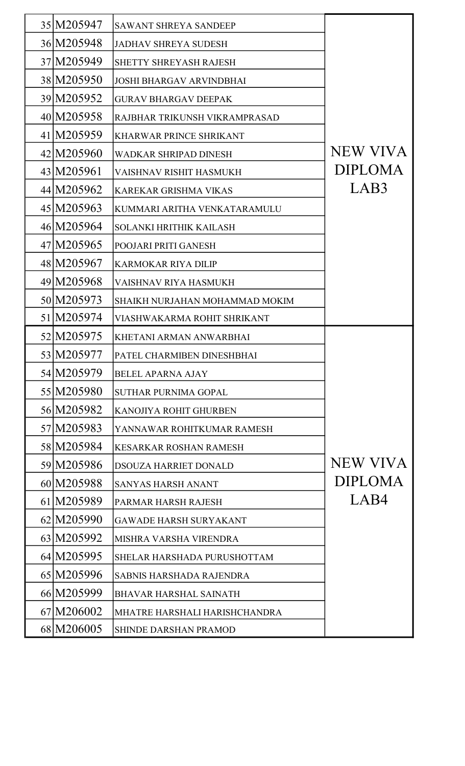| | | | |
|---|---|---|---|
| 35 | M205947 | SAWANT SHREYA SANDEEP | NEW VIVA DIPLOMA LAB3 |
| 36 | M205948 | JADHAV SHREYA SUDESH | |
| 37 | M205949 | SHETTY SHREYASH RAJESH | |
| 38 | M205950 | JOSHI BHARGAV ARVINDBHAI | |
| 39 | M205952 | GURAV BHARGAV DEEPAK | |
| 40 | M205958 | RAJBHAR TRIKUNSH VIKRAMPRASAD | |
| 41 | M205959 | KHARWAR PRINCE SHRIKANT | |
| 42 | M205960 | WADKAR SHRIPAD DINESH | |
| 43 | M205961 | VAISHNAV RISHIT HASMUKH | |
| 44 | M205962 | KAREKAR GRISHMA VIKAS | |
| 45 | M205963 | KUMMARI ARITHA VENKATARAMULU | |
| 46 | M205964 | SOLANKI HRITHIK KAILASH | |
| 47 | M205965 | POOJARI PRITI GANESH | |
| 48 | M205967 | KARMOKAR RIYA DILIP | |
| 49 | M205968 | VAISHNAV RIYA HASMUKH | |
| 50 | M205973 | SHAIKH NURJAHAN MOHAMMAD MOKIM | |
| 51 | M205974 | VIASHWAKARMA ROHIT SHRIKANT | |
| 52 | M205975 | KHETANI ARMAN ANWARBHAI | NEW VIVA DIPLOMA LAB4 |
| 53 | M205977 | PATEL CHARMIBEN DINESHBHAI | |
| 54 | M205979 | BELEL APARNA AJAY | |
| 55 | M205980 | SUTHAR PURNIMA GOPAL | |
| 56 | M205982 | KANOJIYA ROHIT GHURBEN | |
| 57 | M205983 | YANNAWAR ROHITKUMAR RAMESH | |
| 58 | M205984 | KESARKAR ROSHAN RAMESH | |
| 59 | M205986 | DSOUZA HARRIET DONALD | |
| 60 | M205988 | SANYAS HARSH ANANT | |
| 61 | M205989 | PARMAR HARSH RAJESH | |
| 62 | M205990 | GAWADE HARSH SURYAKANT | |
| 63 | M205992 | MISHRA VARSHA VIRENDRA | |
| 64 | M205995 | SHELAR HARSHADA PURUSHOTTAM | |
| 65 | M205996 | SABNIS HARSHADA RAJENDRA | |
| 66 | M205999 | BHAVAR HARSHAL SAINATH | |
| 67 | M206002 | MHATRE HARSHALI HARISHCHANDRA | |
| 68 | M206005 | SHINDE DARSHAN PRAMOD | |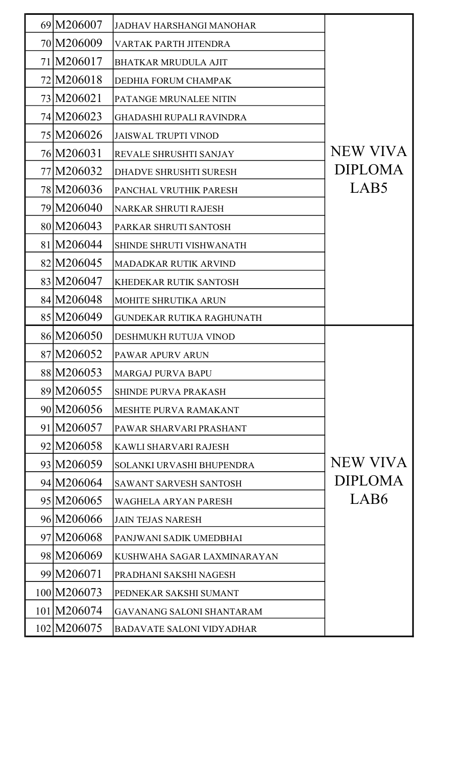| | | | |
|---|---|---|---|
| 69 | M206007 | JADHAV HARSHANGI MANOHAR | NEW VIVA DIPLOMA LAB5 |
| 70 | M206009 | VARTAK PARTH JITENDRA | |
| 71 | M206017 | BHATKAR MRUDULA AJIT | |
| 72 | M206018 | DEDHIA FORUM CHAMPAK | |
| 73 | M206021 | PATANGE MRUNALEE NITIN | |
| 74 | M206023 | GHADASHI RUPALI RAVINDRA | |
| 75 | M206026 | JAISWAL TRUPTI VINOD | |
| 76 | M206031 | REVALE SHRUSHTI SANJAY | |
| 77 | M206032 | DHADVE SHRUSHTI SURESH | |
| 78 | M206036 | PANCHAL VRUTHIK PARESH | |
| 79 | M206040 | NARKAR SHRUTI RAJESH | |
| 80 | M206043 | PARKAR SHRUTI SANTOSH | |
| 81 | M206044 | SHINDE SHRUTI VISHWANATH | |
| 82 | M206045 | MADADKAR RUTIK ARVIND | |
| 83 | M206047 | KHEDEKAR RUTIK SANTOSH | |
| 84 | M206048 | MOHITE SHRUTIKA ARUN | |
| 85 | M206049 | GUNDEKAR RUTIKA RAGHUNATH | |
| 86 | M206050 | DESHMUKH RUTUJA VINOD | NEW VIVA DIPLOMA LAB6 |
| 87 | M206052 | PAWAR APURV ARUN | |
| 88 | M206053 | MARGAJ PURVA BAPU | |
| 89 | M206055 | SHINDE PURVA PRAKASH | |
| 90 | M206056 | MESHTE PURVA RAMAKANT | |
| 91 | M206057 | PAWAR SHARVARI PRASHANT | |
| 92 | M206058 | KAWLI SHARVARI RAJESH | |
| 93 | M206059 | SOLANKI URVASHI BHUPENDRA | |
| 94 | M206064 | SAWANT SARVESH SANTOSH | |
| 95 | M206065 | WAGHELA ARYAN PARESH | |
| 96 | M206066 | JAIN TEJAS NARESH | |
| 97 | M206068 | PANJWANI SADIK UMEDBHAI | |
| 98 | M206069 | KUSHWAHA SAGAR LAXMINARAYAN | |
| 99 | M206071 | PRADHANI SAKSHI NAGESH | |
| 100 | M206073 | PEDNEKAR SAKSHI SUMANT | |
| 101 | M206074 | GAVANANG SALONI SHANTARAM | |
| 102 | M206075 | BADAVATE SALONI VIDYADHAR | |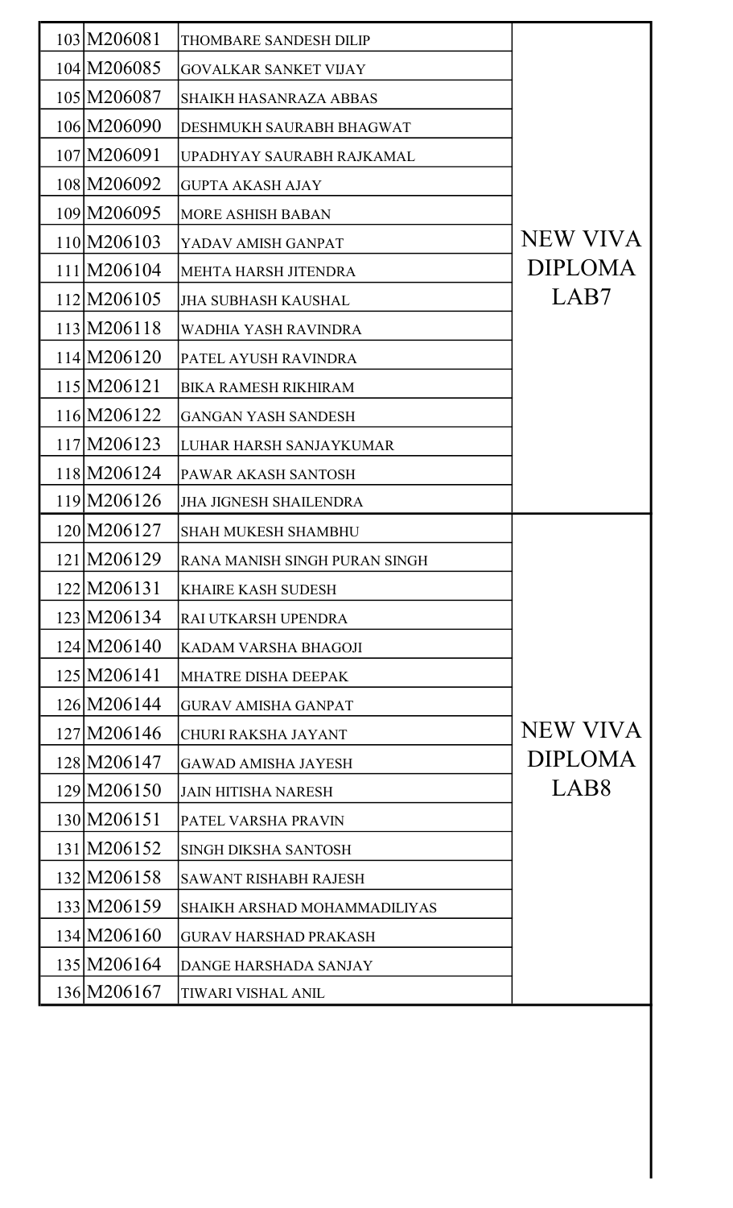| | | | |
|---|---|---|---|
| 103 | M206081 | THOMBARE SANDESH DILIP | NEW VIVA DIPLOMA LAB7 |
| 104 | M206085 | GOVALKAR SANKET VIJAY | |
| 105 | M206087 | SHAIKH HASANRAZA ABBAS | |
| 106 | M206090 | DESHMUKH SAURABH BHAGWAT | |
| 107 | M206091 | UPADHYAY SAURABH RAJKAMAL | |
| 108 | M206092 | GUPTA AKASH AJAY | |
| 109 | M206095 | MORE ASHISH BABAN | |
| 110 | M206103 | YADAV AMISH GANPAT | |
| 111 | M206104 | MEHTA HARSH JITENDRA | |
| 112 | M206105 | JHA SUBHASH KAUSHAL | |
| 113 | M206118 | WADHIA YASH RAVINDRA | |
| 114 | M206120 | PATEL AYUSH RAVINDRA | |
| 115 | M206121 | BIKA RAMESH RIKHIRAM | |
| 116 | M206122 | GANGAN YASH SANDESH | |
| 117 | M206123 | LUHAR HARSH SANJAYKUMAR | |
| 118 | M206124 | PAWAR AKASH SANTOSH | |
| 119 | M206126 | JHA JIGNESH SHAILENDRA | |
| 120 | M206127 | SHAH MUKESH SHAMBHU | NEW VIVA DIPLOMA LAB8 |
| 121 | M206129 | RANA MANISH SINGH PURAN SINGH | |
| 122 | M206131 | KHAIRE KASH SUDESH | |
| 123 | M206134 | RAI UTKARSH UPENDRA | |
| 124 | M206140 | KADAM VARSHA BHAGOJI | |
| 125 | M206141 | MHATRE DISHA DEEPAK | |
| 126 | M206144 | GURAV AMISHA GANPAT | |
| 127 | M206146 | CHURI RAKSHA JAYANT | |
| 128 | M206147 | GAWAD AMISHA JAYESH | |
| 129 | M206150 | JAIN HITISHA NARESH | |
| 130 | M206151 | PATEL VARSHA PRAVIN | |
| 131 | M206152 | SINGH DIKSHA SANTOSH | |
| 132 | M206158 | SAWANT RISHABH RAJESH | |
| 133 | M206159 | SHAIKH ARSHAD MOHAMMADILIYAS | |
| 134 | M206160 | GURAV HARSHAD PRAKASH | |
| 135 | M206164 | DANGE HARSHADA SANJAY | |
| 136 | M206167 | TIWARI VISHAL ANIL | |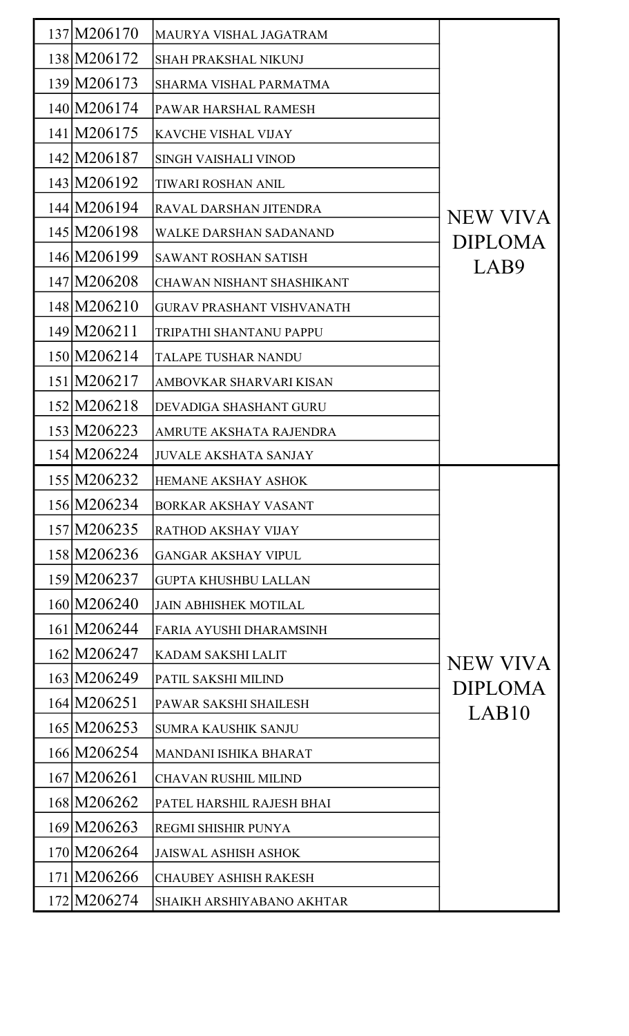| | | | |
|---|---|---|---|
| 137 | M206170 | MAURYA VISHAL JAGATRAM | NEW VIVA DIPLOMA LAB9 |
| 138 | M206172 | SHAH PRAKSHAL NIKUNJ | |
| 139 | M206173 | SHARMA VISHAL PARMATMA | |
| 140 | M206174 | PAWAR HARSHAL RAMESH | |
| 141 | M206175 | KAVCHE VISHAL VIJAY | |
| 142 | M206187 | SINGH VAISHALI VINOD | |
| 143 | M206192 | TIWARI ROSHAN ANIL | |
| 144 | M206194 | RAVAL DARSHAN JITENDRA | |
| 145 | M206198 | WALKE DARSHAN SADANAND | |
| 146 | M206199 | SAWANT ROSHAN SATISH | |
| 147 | M206208 | CHAWAN NISHANT SHASHIKANT | |
| 148 | M206210 | GURAV PRASHANT VISHVANATH | |
| 149 | M206211 | TRIPATHI SHANTANU PAPPU | |
| 150 | M206214 | TALAPE TUSHAR NANDU | |
| 151 | M206217 | AMBOVKAR SHARVARI KISAN | |
| 152 | M206218 | DEVADIGA SHASHANT GURU | |
| 153 | M206223 | AMRUTE AKSHATA RAJENDRA | |
| 154 | M206224 | JUVALE AKSHATA SANJAY | |
| 155 | M206232 | HEMANE AKSHAY ASHOK | NEW VIVA DIPLOMA LAB10 |
| 156 | M206234 | BORKAR AKSHAY VASANT | |
| 157 | M206235 | RATHOD AKSHAY VIJAY | |
| 158 | M206236 | GANGAR AKSHAY VIPUL | |
| 159 | M206237 | GUPTA KHUSHBU LALLAN | |
| 160 | M206240 | JAIN ABHISHEK MOTILAL | |
| 161 | M206244 | FARIA AYUSHI DHARAMSINH | |
| 162 | M206247 | KADAM SAKSHI LALIT | |
| 163 | M206249 | PATIL SAKSHI MILIND | |
| 164 | M206251 | PAWAR SAKSHI SHAILESH | |
| 165 | M206253 | SUMRA KAUSHIK SANJU | |
| 166 | M206254 | MANDANI ISHIKA BHARAT | |
| 167 | M206261 | CHAVAN RUSHIL MILIND | |
| 168 | M206262 | PATEL HARSHIL RAJESH BHAI | |
| 169 | M206263 | REGMI SHISHIR PUNYA | |
| 170 | M206264 | JAISWAL ASHISH ASHOK | |
| 171 | M206266 | CHAUBEY ASHISH RAKESH | |
| 172 | M206274 | SHAIKH ARSHIYABANO AKHTAR | |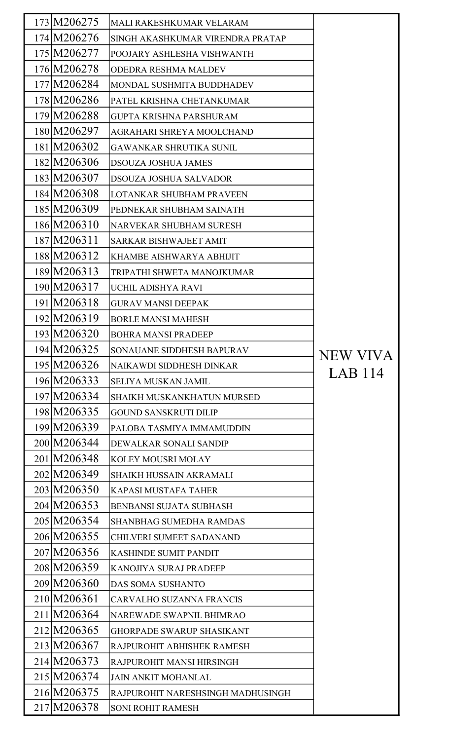| | | | |
|---|---|---|---|
| 173 | M206275 | MALI RAKESHKUMAR VELARAM | NEW VIVA LAB 114 |
| 174 | M206276 | SINGH AKASHKUMAR VIRENDRA PRATAP | |
| 175 | M206277 | POOJARY ASHLESHA VISHWANTH | |
| 176 | M206278 | ODEDRA RESHMA MALDEV | |
| 177 | M206284 | MONDAL SUSHMITA BUDDHADEV | |
| 178 | M206286 | PATEL KRISHNA CHETANKUMAR | |
| 179 | M206288 | GUPTA KRISHNA PARSHURAM | |
| 180 | M206297 | AGRAHARI SHREYA MOOLCHAND | |
| 181 | M206302 | GAWANKAR SHRUTIKA SUNIL | |
| 182 | M206306 | DSOUZA JOSHUA JAMES | |
| 183 | M206307 | DSOUZA JOSHUA SALVADOR | |
| 184 | M206308 | LOTANKAR SHUBHAM PRAVEEN | |
| 185 | M206309 | PEDNEKAR SHUBHAM SAINATH | |
| 186 | M206310 | NARVEKAR SHUBHAM SURESH | |
| 187 | M206311 | SARKAR BISHWAJEET AMIT | |
| 188 | M206312 | KHAMBE AISHWARYA ABHIJIT | |
| 189 | M206313 | TRIPATHI SHWETA MANOJKUMAR | |
| 190 | M206317 | UCHIL ADISHYA RAVI | |
| 191 | M206318 | GURAV MANSI DEEPAK | |
| 192 | M206319 | BORLE MANSI MAHESH | |
| 193 | M206320 | BOHRA MANSI PRADEEP | |
| 194 | M206325 | SONAUANE SIDDHESH BAPURAV | |
| 195 | M206326 | NAIKAWDI SIDDHESH DINKAR | |
| 196 | M206333 | SELIYA MUSKAN JAMIL | |
| 197 | M206334 | SHAIKH MUSKANKHATUN MURSED | |
| 198 | M206335 | GOUND SANSKRUTI DILIP | |
| 199 | M206339 | PALOBA TASMIYA IMMAMUDDIN | |
| 200 | M206344 | DEWALKAR SONALI SANDIP | |
| 201 | M206348 | KOLEY MOUSRI MOLAY | |
| 202 | M206349 | SHAIKH HUSSAIN AKRAMALI | |
| 203 | M206350 | KAPASI MUSTAFA TAHER | |
| 204 | M206353 | BENBANSI SUJATA SUBHASH | |
| 205 | M206354 | SHANBHAG SUMEDHA RAMDAS | |
| 206 | M206355 | CHILVERI SUMEET SADANAND | |
| 207 | M206356 | KASHINDE SUMIT PANDIT | |
| 208 | M206359 | KANOJIYA SURAJ PRADEEP | |
| 209 | M206360 | DAS SOMA SUSHANTO | |
| 210 | M206361 | CARVALHO SUZANNA FRANCIS | |
| 211 | M206364 | NAREWADE SWAPNIL BHIMRAO | |
| 212 | M206365 | GHORPADE SWARUP SHASIKANT | |
| 213 | M206367 | RAJPUROHIT ABHISHEK RAMESH | |
| 214 | M206373 | RAJPUROHIT MANSI HIRSINGH | |
| 215 | M206374 | JAIN ANKIT MOHANLAL | |
| 216 | M206375 | RAJPUROHIT NARESHSINGH MADHUSINGH | |
| 217 | M206378 | SONI ROHIT RAMESH | |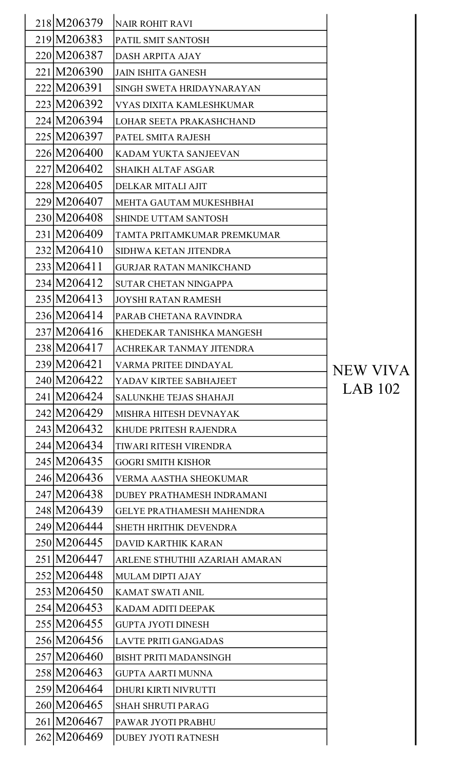| | | | |
|---|---|---|---|
| 218 | M206379 | NAIR ROHIT RAVI | |
| 219 | M206383 | PATIL SMIT SANTOSH | |
| 220 | M206387 | DASH ARPITA AJAY | |
| 221 | M206390 | JAIN ISHITA GANESH | |
| 222 | M206391 | SINGH SWETA HRIDAYNARAYAN | |
| 223 | M206392 | VYAS DIXITA KAMLESHKUMAR | |
| 224 | M206394 | LOHAR SEETA PRAKASHCHAND | |
| 225 | M206397 | PATEL SMITA RAJESH | |
| 226 | M206400 | KADAM YUKTA SANJEEVAN | |
| 227 | M206402 | SHAIKH ALTAF ASGAR | |
| 228 | M206405 | DELKAR MITALI AJIT | |
| 229 | M206407 | MEHTA GAUTAM MUKESHBHAI | |
| 230 | M206408 | SHINDE UTTAM SANTOSH | |
| 231 | M206409 | TAMTA PRITAMKUMAR PREMKUMAR | |
| 232 | M206410 | SIDHWA KETAN JITENDRA | |
| 233 | M206411 | GURJAR RATAN MANIKCHAND | |
| 234 | M206412 | SUTAR CHETAN NINGAPPA | |
| 235 | M206413 | JOYSHI RATAN RAMESH | |
| 236 | M206414 | PARAB CHETANA RAVINDRA | |
| 237 | M206416 | KHEDEKAR TANISHKA MANGESH | |
| 238 | M206417 | ACHREKAR TANMAY JITENDRA | |
| 239 | M206421 | VARMA PRITEE DINDAYAL | NEW VIVA LAB 102 |
| 240 | M206422 | YADAV KIRTEE SABHAJEET | |
| 241 | M206424 | SALUNKHE TEJAS SHAHAJI | |
| 242 | M206429 | MISHRA HITESH DEVNAYAK | |
| 243 | M206432 | KHUDE PRITESH RAJENDRA | |
| 244 | M206434 | TIWARI RITESH VIRENDRA | |
| 245 | M206435 | GOGRI SMITH KISHOR | |
| 246 | M206436 | VERMA AASTHA SHEOKUMAR | |
| 247 | M206438 | DUBEY PRATHAMESH INDRAMANI | |
| 248 | M206439 | GELYE PRATHAMESH MAHENDRA | |
| 249 | M206444 | SHETH HRITHIK DEVENDRA | |
| 250 | M206445 | DAVID KARTHIK KARAN | |
| 251 | M206447 | ARLENE STHUTHII AZARIAH AMARAN | |
| 252 | M206448 | MULAM DIPTI AJAY | |
| 253 | M206450 | KAMAT SWATI ANIL | |
| 254 | M206453 | KADAM ADITI DEEPAK | |
| 255 | M206455 | GUPTA JYOTI DINESH | |
| 256 | M206456 | LAVTE PRITI GANGADAS | |
| 257 | M206460 | BISHT PRITI MADANSINGH | |
| 258 | M206463 | GUPTA AARTI MUNNA | |
| 259 | M206464 | DHURI KIRTI NIVRUTTI | |
| 260 | M206465 | SHAH SHRUTI PARAG | |
| 261 | M206467 | PAWAR JYOTI PRABHU | |
| 262 | M206469 | DUBEY JYOTI RATNESH | |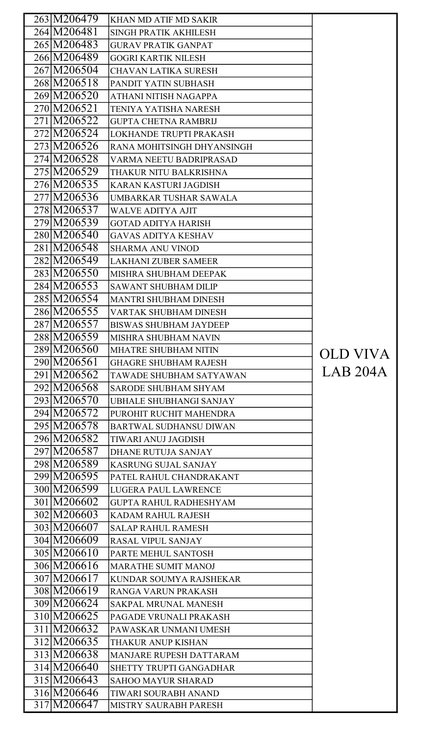| | | | |
|---|---|---|---|
| 263 | M206479 | KHAN MD ATIF MD SAKIR | OLD VIVA LAB 204A |
| 264 | M206481 | SINGH PRATIK AKHILESH | |
| 265 | M206483 | GURAV PRATIK GANPAT | |
| 266 | M206489 | GOGRI KARTIK NILESH | |
| 267 | M206504 | CHAVAN LATIKA SURESH | |
| 268 | M206518 | PANDIT YATIN SUBHASH | |
| 269 | M206520 | ATHANI NITISH NAGAPPA | |
| 270 | M206521 | TENIYA YATISHA NARESH | |
| 271 | M206522 | GUPTA CHETNA RAMBRIJ | |
| 272 | M206524 | LOKHANDE TRUPTI PRAKASH | |
| 273 | M206526 | RANA MOHITSINGH DHYANSINGH | |
| 274 | M206528 | VARMA NEETU BADRIPRASAD | |
| 275 | M206529 | THAKUR NITU BALKRISHNA | |
| 276 | M206535 | KARAN KASTURI JAGDISH | |
| 277 | M206536 | UMBARKAR TUSHAR SAWALA | |
| 278 | M206537 | WALVE ADITYA AJIT | |
| 279 | M206539 | GOTAD ADITYA HARISH | |
| 280 | M206540 | GAVAS ADITYA KESHAV | |
| 281 | M206548 | SHARMA ANU VINOD | |
| 282 | M206549 | LAKHANI ZUBER SAMEER | |
| 283 | M206550 | MISHRA SHUBHAM DEEPAK | |
| 284 | M206553 | SAWANT SHUBHAM DILIP | |
| 285 | M206554 | MANTRI SHUBHAM DINESH | |
| 286 | M206555 | VARTAK SHUBHAM DINESH | |
| 287 | M206557 | BISWAS SHUBHAM JAYDEEP | |
| 288 | M206559 | MISHRA SHUBHAM NAVIN | |
| 289 | M206560 | MHATRE SHUBHAM NITIN | |
| 290 | M206561 | GHAGRE SHUBHAM RAJESH | |
| 291 | M206562 | TAWADE SHUBHAM SATYAWAN | |
| 292 | M206568 | SARODE SHUBHAM SHYAM | |
| 293 | M206570 | UBHALE SHUBHANGI SANJAY | |
| 294 | M206572 | PUROHIT RUCHIT MAHENDRA | |
| 295 | M206578 | BARTWAL SUDHANSU DIWAN | |
| 296 | M206582 | TIWARI ANUJ JAGDISH | |
| 297 | M206587 | DHANE RUTUJA SANJAY | |
| 298 | M206589 | KASRUNG SUJAL SANJAY | |
| 299 | M206595 | PATEL RAHUL CHANDRAKANT | |
| 300 | M206599 | LUGERA PAUL LAWRENCE | |
| 301 | M206602 | GUPTA RAHUL RADHESHYAM | |
| 302 | M206603 | KADAM RAHUL RAJESH | |
| 303 | M206607 | SALAP RAHUL RAMESH | |
| 304 | M206609 | RASAL VIPUL SANJAY | |
| 305 | M206610 | PARTE MEHUL SANTOSH | |
| 306 | M206616 | MARATHE SUMIT MANOJ | |
| 307 | M206617 | KUNDAR SOUMYA RAJSHEKAR | |
| 308 | M206619 | RANGA VARUN PRAKASH | |
| 309 | M206624 | SAKPAL MRUNAL MANESH | |
| 310 | M206625 | PAGADE VRUNALI PRAKASH | |
| 311 | M206632 | PAWASKAR UNMANI UMESH | |
| 312 | M206635 | THAKUR ANUP KISHAN | |
| 313 | M206638 | MANJARE RUPESH DATTARAM | |
| 314 | M206640 | SHETTY TRUPTI GANGADHAR | |
| 315 | M206643 | SAHOO MAYUR SHARAD | |
| 316 | M206646 | TIWARI SOURABH ANAND | |
| 317 | M206647 | MISTRY SAURABH PARESH | |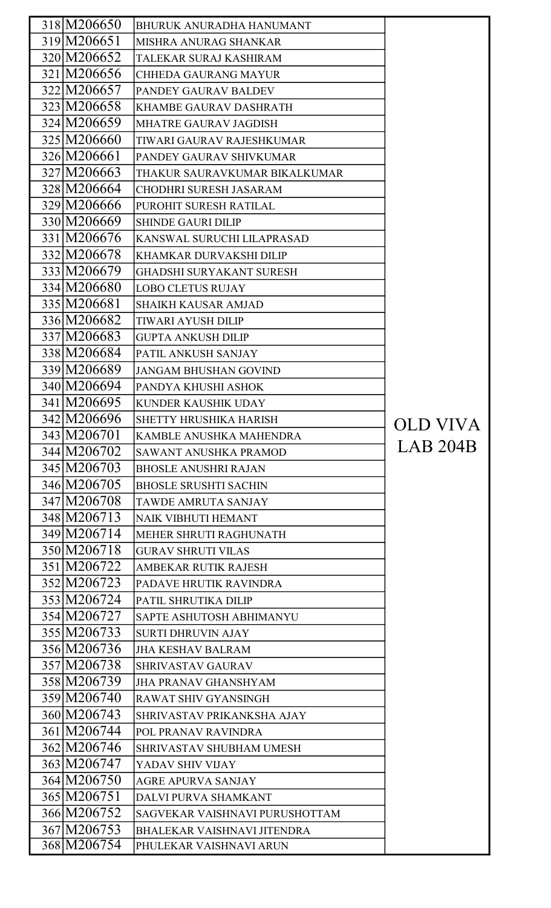| | | | |
|---|---|---|---|
| 318 | M206650 | BHURUK ANURADHA HANUMANT | OLD VIVA LAB 204B |
| 319 | M206651 | MISHRA ANURAG SHANKAR | |
| 320 | M206652 | TALEKAR SURAJ KASHIRAM | |
| 321 | M206656 | CHHEDA GAURANG MAYUR | |
| 322 | M206657 | PANDEY GAURAV BALDEV | |
| 323 | M206658 | KHAMBE GAURAV DASHRATH | |
| 324 | M206659 | MHATRE GAURAV JAGDISH | |
| 325 | M206660 | TIWARI GAURAV RAJESHKUMAR | |
| 326 | M206661 | PANDEY GAURAV SHIVKUMAR | |
| 327 | M206663 | THAKUR SAURAVKUMAR BIKALKUMAR | |
| 328 | M206664 | CHODHRI SURESH JASARAM | |
| 329 | M206666 | PUROHIT SURESH RATILAL | |
| 330 | M206669 | SHINDE GAURI DILIP | |
| 331 | M206676 | KANSWAL SURUCHI LILAPRASAD | |
| 332 | M206678 | KHAMKAR DURVAKSHI DILIP | |
| 333 | M206679 | GHADSHI SURYAKANT SURESH | |
| 334 | M206680 | LOBO CLETUS RUJAY | |
| 335 | M206681 | SHAIKH KAUSAR AMJAD | |
| 336 | M206682 | TIWARI AYUSH DILIP | |
| 337 | M206683 | GUPTA ANKUSH DILIP | |
| 338 | M206684 | PATIL ANKUSH SANJAY | |
| 339 | M206689 | JANGAM BHUSHAN GOVIND | |
| 340 | M206694 | PANDYA KHUSHI ASHOK | |
| 341 | M206695 | KUNDER KAUSHIK UDAY | |
| 342 | M206696 | SHETTY HRUSHIKA HARISH | |
| 343 | M206701 | KAMBLE ANUSHKA MAHENDRA | |
| 344 | M206702 | SAWANT ANUSHKA PRAMOD | |
| 345 | M206703 | BHOSLE ANUSHRI RAJAN | |
| 346 | M206705 | BHOSLE SRUSHTI SACHIN | |
| 347 | M206708 | TAWDE AMRUTA SANJAY | |
| 348 | M206713 | NAIK VIBHUTI HEMANT | |
| 349 | M206714 | MEHER SHRUTI RAGHUNATH | |
| 350 | M206718 | GURAV SHRUTI VILAS | |
| 351 | M206722 | AMBEKAR RUTIK RAJESH | |
| 352 | M206723 | PADAVE HRUTIK RAVINDRA | |
| 353 | M206724 | PATIL SHRUTIKA DILIP | |
| 354 | M206727 | SAPTE ASHUTOSH ABHIMANYU | |
| 355 | M206733 | SURTI DHRUVIN AJAY | |
| 356 | M206736 | JHA KESHAV BALRAM | |
| 357 | M206738 | SHRIVASTAV GAURAV | |
| 358 | M206739 | JHA PRANAV GHANSHYAM | |
| 359 | M206740 | RAWAT SHIV GYANSINGH | |
| 360 | M206743 | SHRIVASTAV PRIKANKSHA AJAY | |
| 361 | M206744 | POL PRANAV RAVINDRA | |
| 362 | M206746 | SHRIVASTAV SHUBHAM UMESH | |
| 363 | M206747 | YADAV SHIV VIJAY | |
| 364 | M206750 | AGRE APURVA SANJAY | |
| 365 | M206751 | DALVI PURVA SHAMKANT | |
| 366 | M206752 | SAGVEKAR VAISHNAVI PURUSHOTTAM | |
| 367 | M206753 | BHALEKAR VAISHNAVI JITENDRA | |
| 368 | M206754 | PHULEKAR VAISHNAVI ARUN | |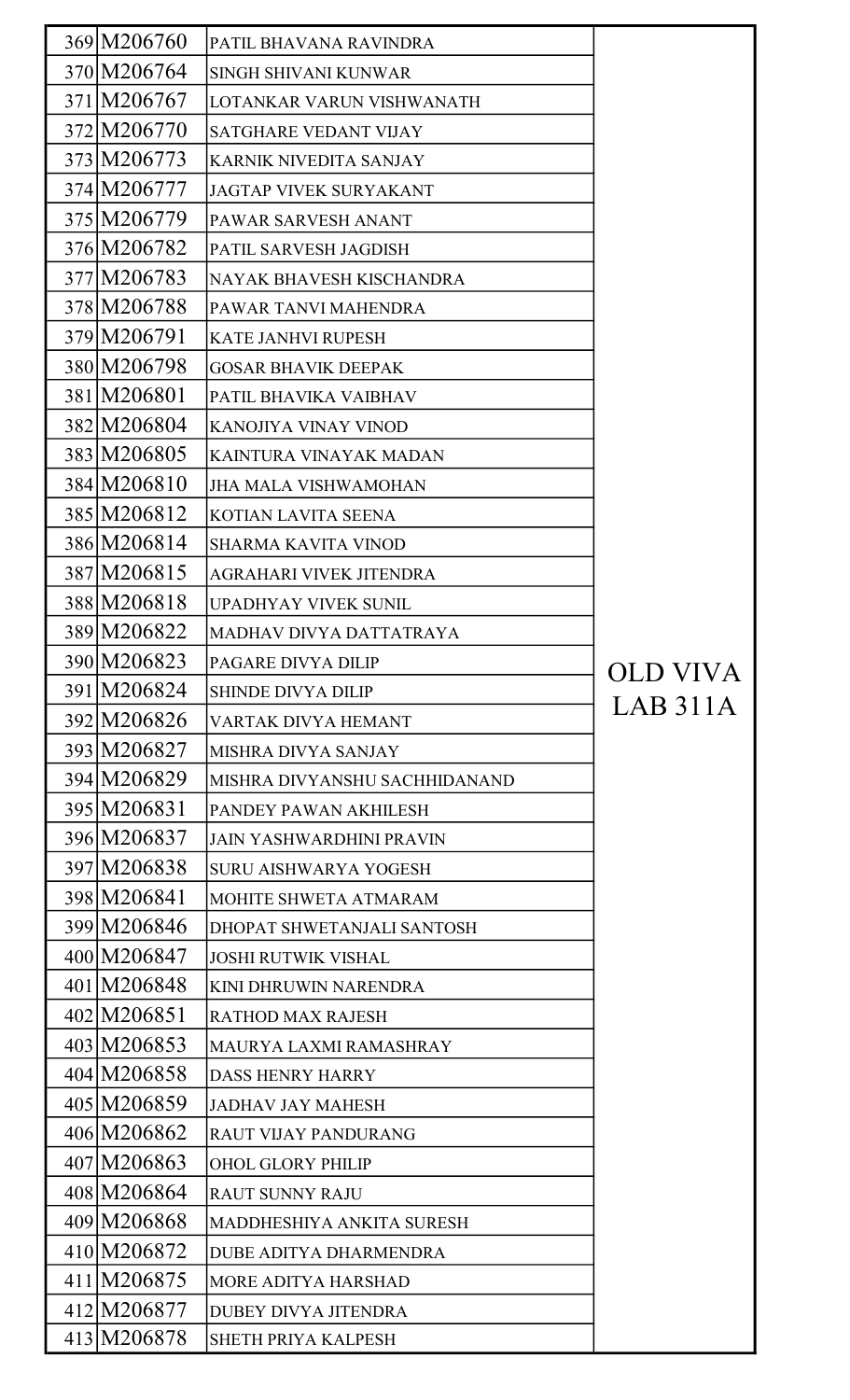| | | | |
|---|---|---|---|
| 369 | M206760 | PATIL BHAVANA RAVINDRA | OLD VIVA LAB 311A |
| 370 | M206764 | SINGH SHIVANI KUNWAR | |
| 371 | M206767 | LOTANKAR VARUN VISHWANATH | |
| 372 | M206770 | SATGHARE VEDANT VIJAY | |
| 373 | M206773 | KARNIK NIVEDITA SANJAY | |
| 374 | M206777 | JAGTAP VIVEK SURYAKANT | |
| 375 | M206779 | PAWAR SARVESH ANANT | |
| 376 | M206782 | PATIL SARVESH JAGDISH | |
| 377 | M206783 | NAYAK BHAVESH KISCHANDRA | |
| 378 | M206788 | PAWAR TANVI MAHENDRA | |
| 379 | M206791 | KATE JANHVI RUPESH | |
| 380 | M206798 | GOSAR BHAVIK DEEPAK | |
| 381 | M206801 | PATIL BHAVIKA VAIBHAV | |
| 382 | M206804 | KANOJIYA VINAY VINOD | |
| 383 | M206805 | KAINTURA VINAYAK MADAN | |
| 384 | M206810 | JHA MALA VISHWAMOHAN | |
| 385 | M206812 | KOTIAN LAVITA SEENA | |
| 386 | M206814 | SHARMA KAVITA VINOD | |
| 387 | M206815 | AGRAHARI VIVEK JITENDRA | |
| 388 | M206818 | UPADHYAY VIVEK SUNIL | |
| 389 | M206822 | MADHAV DIVYA DATTATRAYA | |
| 390 | M206823 | PAGARE DIVYA DILIP | |
| 391 | M206824 | SHINDE DIVYA DILIP | |
| 392 | M206826 | VARTAK DIVYA HEMANT | |
| 393 | M206827 | MISHRA DIVYA SANJAY | |
| 394 | M206829 | MISHRA DIVYANSHU SACHHIDANAND | |
| 395 | M206831 | PANDEY PAWAN AKHILESH | |
| 396 | M206837 | JAIN YASHWARDHINI PRAVIN | |
| 397 | M206838 | SURU AISHWARYA YOGESH | |
| 398 | M206841 | MOHITE SHWETA ATMARAM | |
| 399 | M206846 | DHOPAT SHWETANJALI SANTOSH | |
| 400 | M206847 | JOSHI RUTWIK VISHAL | |
| 401 | M206848 | KINI DHRUWIN NARENDRA | |
| 402 | M206851 | RATHOD MAX RAJESH | |
| 403 | M206853 | MAURYA LAXMI RAMASHRAY | |
| 404 | M206858 | DASS HENRY HARRY | |
| 405 | M206859 | JADHAV JAY MAHESH | |
| 406 | M206862 | RAUT VIJAY PANDURANG | |
| 407 | M206863 | OHOL GLORY PHILIP | |
| 408 | M206864 | RAUT SUNNY RAJU | |
| 409 | M206868 | MADDHESHIYA ANKITA SURESH | |
| 410 | M206872 | DUBE ADITYA DHARMENDRA | |
| 411 | M206875 | MORE ADITYA HARSHAD | |
| 412 | M206877 | DUBEY DIVYA JITENDRA | |
| 413 | M206878 | SHETH PRIYA KALPESH | |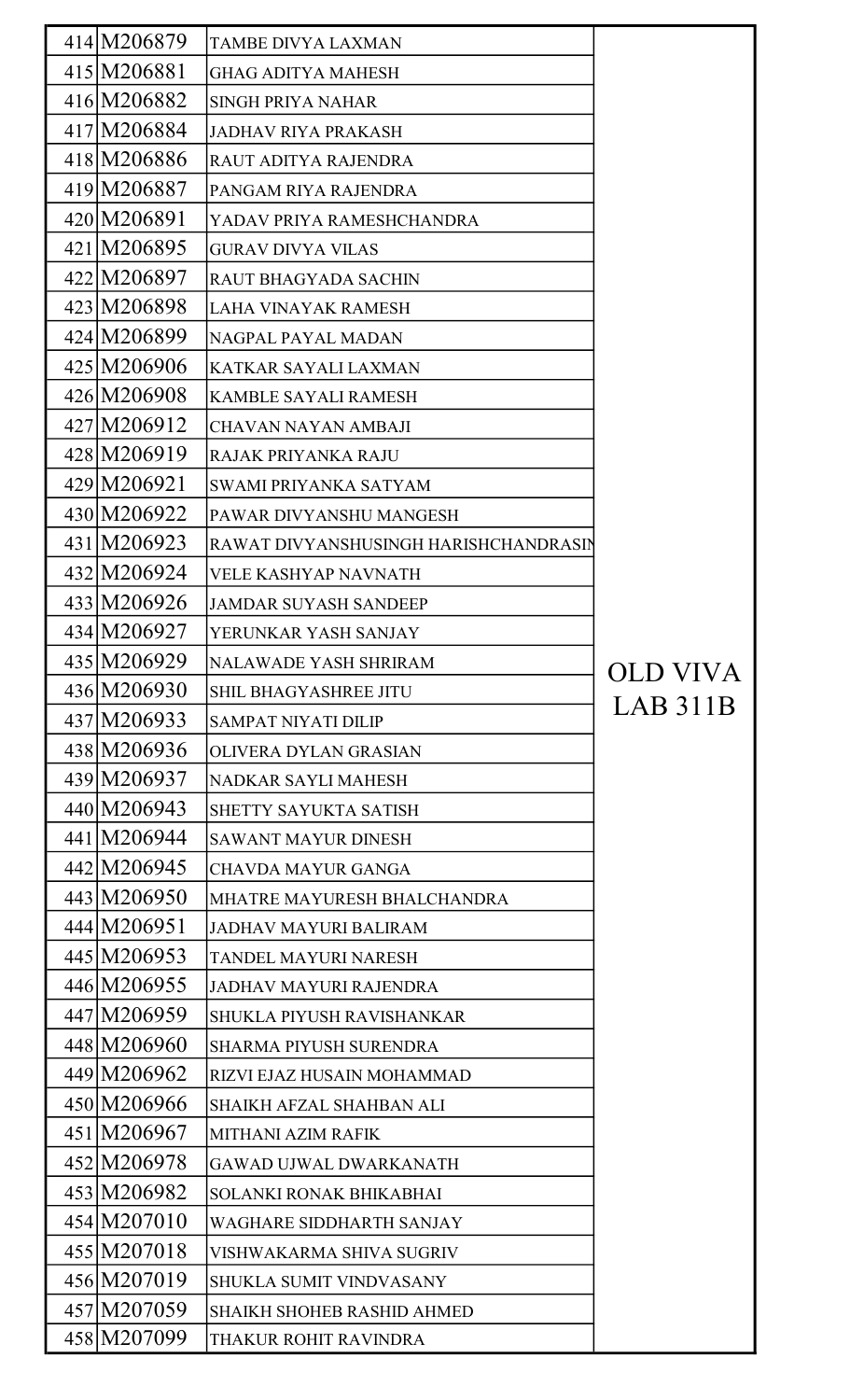| | | | |
|---|---|---|---|
| 414 | M206879 | TAMBE DIVYA LAXMAN | OLD VIVA LAB 311B |
| 415 | M206881 | GHAG ADITYA MAHESH | |
| 416 | M206882 | SINGH PRIYA NAHAR | |
| 417 | M206884 | JADHAV RIYA PRAKASH | |
| 418 | M206886 | RAUT ADITYA RAJENDRA | |
| 419 | M206887 | PANGAM RIYA RAJENDRA | |
| 420 | M206891 | YADAV PRIYA RAMESHCHANDRA | |
| 421 | M206895 | GURAV DIVYA VILAS | |
| 422 | M206897 | RAUT BHAGYADA SACHIN | |
| 423 | M206898 | LAHA VINAYAK RAMESH | |
| 424 | M206899 | NAGPAL PAYAL MADAN | |
| 425 | M206906 | KATKAR SAYALI LAXMAN | |
| 426 | M206908 | KAMBLE SAYALI RAMESH | |
| 427 | M206912 | CHAVAN NAYAN AMBAJI | |
| 428 | M206919 | RAJAK PRIYANKA RAJU | |
| 429 | M206921 | SWAMI PRIYANKA SATYAM | |
| 430 | M206922 | PAWAR DIVYANSHU MANGESH | |
| 431 | M206923 | RAWAT DIVYANSHUSINGH HARISHCHANDRASIN | |
| 432 | M206924 | VELE KASHYAP NAVNATH | |
| 433 | M206926 | JAMDAR SUYASH SANDEEP | |
| 434 | M206927 | YERUNKAR YASH SANJAY | |
| 435 | M206929 | NALAWADE YASH SHRIRAM | |
| 436 | M206930 | SHIL BHAGYASHREE JITU | |
| 437 | M206933 | SAMPAT NIYATI DILIP | |
| 438 | M206936 | OLIVERA DYLAN GRASIAN | |
| 439 | M206937 | NADKAR SAYLI MAHESH | |
| 440 | M206943 | SHETTY SAYUKTA SATISH | |
| 441 | M206944 | SAWANT MAYUR DINESH | |
| 442 | M206945 | CHAVDA MAYUR GANGA | |
| 443 | M206950 | MHATRE MAYURESH BHALCHANDRA | |
| 444 | M206951 | JADHAV MAYURI BALIRAM | |
| 445 | M206953 | TANDEL MAYURI NARESH | |
| 446 | M206955 | JADHAV MAYURI RAJENDRA | |
| 447 | M206959 | SHUKLA PIYUSH RAVISHANKAR | |
| 448 | M206960 | SHARMA PIYUSH SURENDRA | |
| 449 | M206962 | RIZVI EJAZ HUSAIN MOHAMMAD | |
| 450 | M206966 | SHAIKH AFZAL SHAHBAN ALI | |
| 451 | M206967 | MITHANI AZIM RAFIK | |
| 452 | M206978 | GAWAD UJWAL DWARKANATH | |
| 453 | M206982 | SOLANKI RONAK BHIKABHAI | |
| 454 | M207010 | WAGHARE SIDDHARTH SANJAY | |
| 455 | M207018 | VISHWAKARMA SHIVA SUGRIV | |
| 456 | M207019 | SHUKLA SUMIT VINDVASANY | |
| 457 | M207059 | SHAIKH SHOHEB RASHID AHMED | |
| 458 | M207099 | THAKUR ROHIT RAVINDRA | |